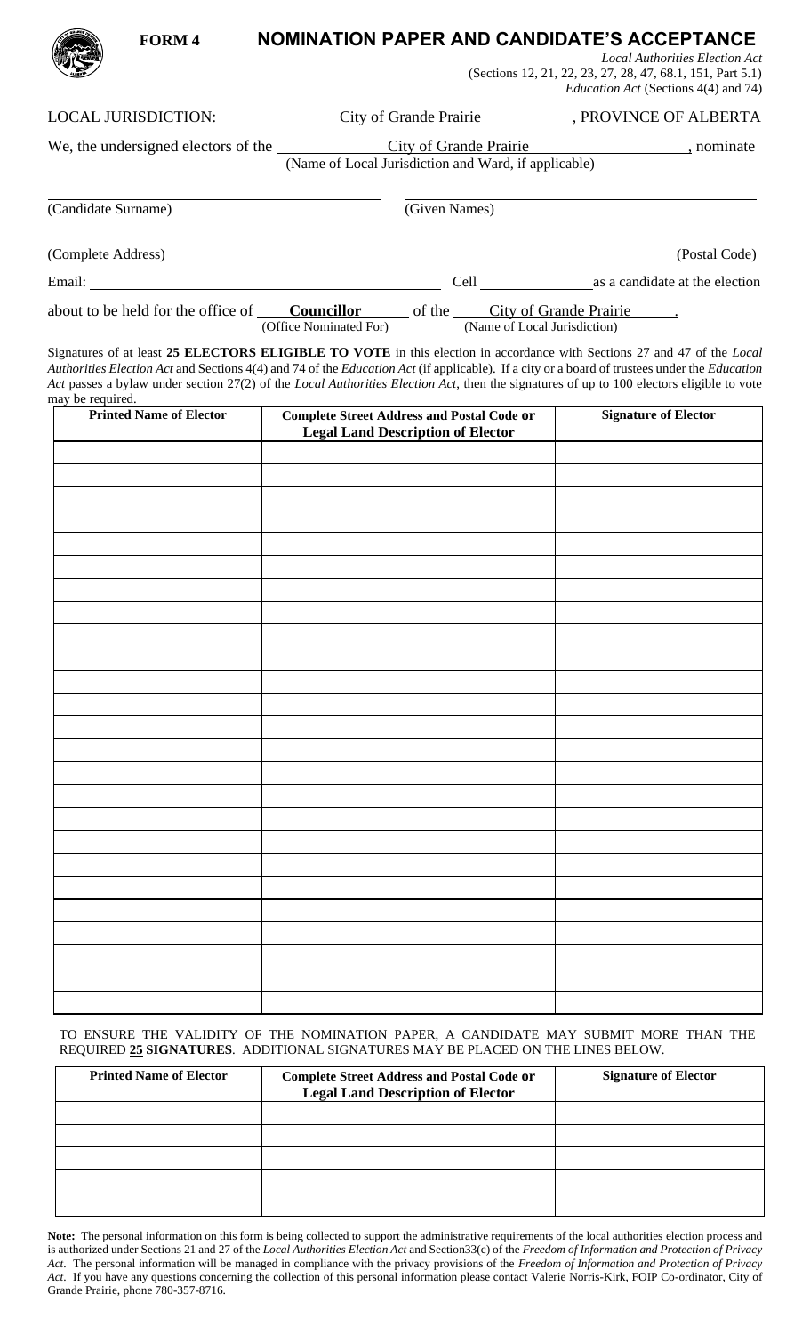**FORM 4** **NOMINATION PAPER AND CANDIDATE'S ACCEPTANCE**

*Local Authorities Election Act*
(Sections 12, 21, 22, 23, 27, 28, 47, 68.1, 151, Part 5.1)
*Education Act* (Sections 4(4) and 74)

LOCAL JURISDICTION: City of Grande Prairie, PROVINCE OF ALBERTA

We, the undersigned electors of the City of Grande Prairie, nominate
(Name of Local Jurisdiction and Ward, if applicable)

(Candidate Surname) ____________ (Given Names) ____________

(Complete Address) ____________ (Postal Code)

Email: ____________ Cell ____________ as a candidate at the election

about to be held for the office of **Councillor** of the City of Grande Prairie.
(Office Nominated For) (Name of Local Jurisdiction)

Signatures of at least **25 ELECTORS ELIGIBLE TO VOTE** in this election in accordance with Sections 27 and 47 of the *Local Authorities Election Act* and Sections 4(4) and 74 of the *Education Act* (if applicable). If a city or a board of trustees under the *Education Act* passes a bylaw under section 27(2) of the *Local Authorities Election Act*, then the signatures of up to 100 electors eligible to vote may be required.

| Printed Name of Elector | Complete Street Address and Postal Code or Legal Land Description of Elector | Signature of Elector |
|---|---|---|
| | | |
| | | |
| | | |
| | | |
| | | |
| | | |
| | | |
| | | |
| | | |
| | | |
| | | |
| | | |
| | | |
| | | |
| | | |
| | | |
| | | |
| | | |
| | | |
| | | |
| | | |
| | | |
| | | |
| | | |
| | | |

TO ENSURE THE VALIDITY OF THE NOMINATION PAPER, A CANDIDATE MAY SUBMIT MORE THAN THE REQUIRED **25 SIGNATURES**. ADDITIONAL SIGNATURES MAY BE PLACED ON THE LINES BELOW.

| Printed Name of Elector | Complete Street Address and Postal Code or Legal Land Description of Elector | Signature of Elector |
|---|---|---|
| | | |
| | | |
| | | |
| | | |
| | | |

**Note:** The personal information on this form is being collected to support the administrative requirements of the local authorities election process and is authorized under Sections 21 and 27 of the *Local Authorities Election Act* and Section33(c) of the *Freedom of Information and Protection of Privacy Act*. The personal information will be managed in compliance with the privacy provisions of the *Freedom of Information and Protection of Privacy Act*. If you have any questions concerning the collection of this personal information please contact Valerie Norris-Kirk, FOIP Co-ordinator, City of Grande Prairie, phone 780-357-8716.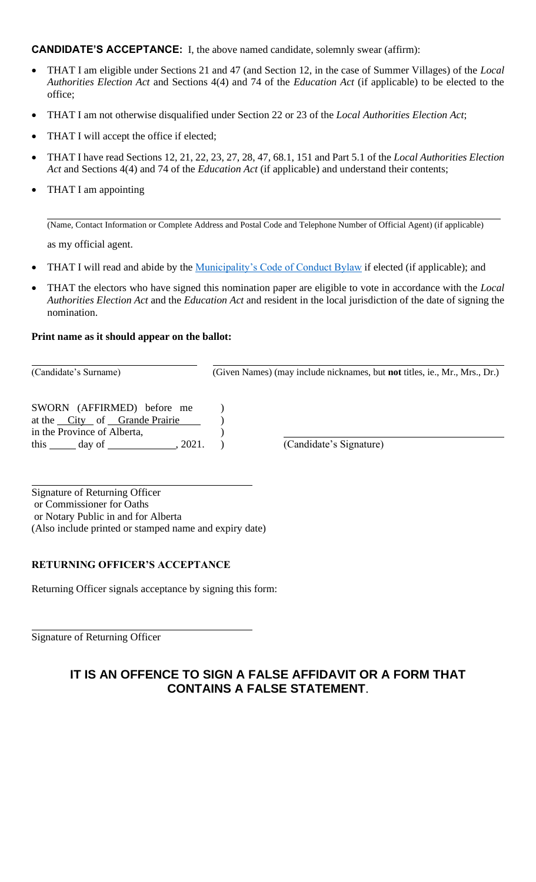**CANDIDATE'S ACCEPTANCE:** I, the above named candidate, solemnly swear (affirm):

- THAT I am eligible under Sections 21 and 47 (and Section 12, in the case of Summer Villages) of the *Local Authorities Election Act* and Sections 4(4) and 74 of the *Education Act* (if applicable) to be elected to the office;
- THAT I am not otherwise disqualified under Section 22 or 23 of the *Local Authorities Election Act*;
- THAT I will accept the office if elected;
- THAT I have read Sections 12, 21, 22, 23, 27, 28, 47, 68.1, 151 and Part 5.1 of the *Local Authorities Election Act* and Sections 4(4) and 74 of the *Education Act* (if applicable) and understand their contents;
- THAT I am appointing

  \_\_\_\_\_\_\_\_\_\_\_\_\_\_\_\_\_\_\_\_\_\_\_\_\_\_\_\_\_\_\_\_\_\_\_\_\_\_\_\_\_\_\_\_\_\_\_\_\_\_\_\_\_\_\_\_
  (Name, Contact Information or Complete Address and Postal Code and Telephone Number of Official Agent) (if applicable)

  as my official agent.

- THAT I will read and abide by the Municipality's Code of Conduct Bylaw if elected (if applicable); and
- THAT the electors who have signed this nomination paper are eligible to vote in accordance with the *Local Authorities Election Act* and the *Education Act* and resident in the local jurisdiction of the date of signing the nomination.

**Print name as it should appear on the ballot:**

\_\_\_\_\_\_\_\_\_\_\_\_\_\_\_\_\_\_\_\_\_\_\_\_\_\_\_\_ \_\_\_\_\_\_\_\_\_\_\_\_\_\_\_\_\_\_\_\_\_\_\_\_\_\_\_\_\_\_\_\_\_\_\_\_\_\_\_\_
(Candidate's Surname) (Given Names) (may include nicknames, but **not** titles, ie., Mr., Mrs., Dr.)

SWORN (AFFIRMED) before me )
at the City of Grande Prairie )
in the Province of Alberta, )
this \_\_\_\_\_ day of \_\_\_\_\_\_\_\_\_\_\_\_, 2021. ) \_\_\_\_\_\_\_\_\_\_\_\_\_\_\_\_\_\_\_\_\_\_\_\_\_\_\_\_\_\_\_\_
(Candidate's Signature)

\_\_\_\_\_\_\_\_\_\_\_\_\_\_\_\_\_\_\_\_\_\_\_\_\_\_\_\_\_\_\_\_
Signature of Returning Officer
or Commissioner for Oaths
or Notary Public in and for Alberta
(Also include printed or stamped name and expiry date)

**RETURNING OFFICER'S ACCEPTANCE**

Returning Officer signals acceptance by signing this form:

\_\_\_\_\_\_\_\_\_\_\_\_\_\_\_\_\_\_\_\_\_\_\_\_\_\_\_\_\_\_\_\_
Signature of Returning Officer

**IT IS AN OFFENCE TO SIGN A FALSE AFFIDAVIT OR A FORM THAT CONTAINS A FALSE STATEMENT.**